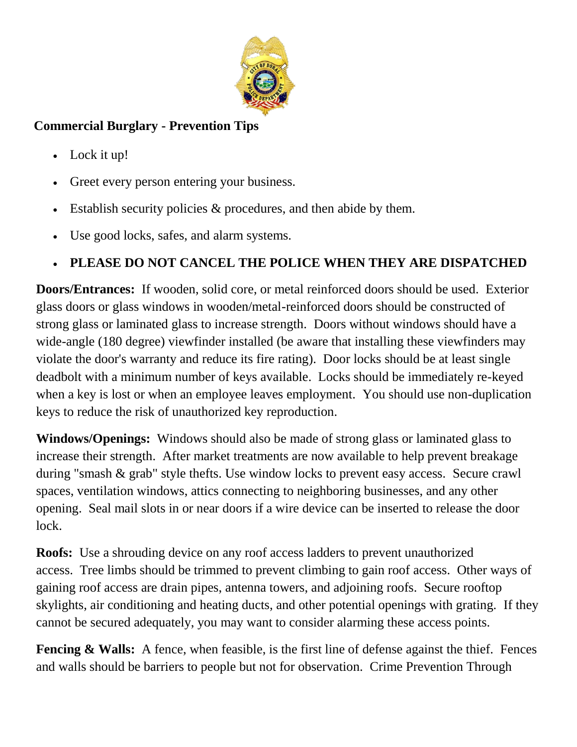## Commercial Burglary - Prevention Tips

- Lock it up!
- Greet every person entering your business.
- Establish security policies & procedures, and then abide by them.
- Use good locks, safes, and alarm systems.
- **PLEASE DO NOT CANCEL THE POLICE WHEN THEY ARE DISPATCHED**

**Doors/Entrances:** If wooden, solid core, or metal reinforced doors should be used. Exterior glass doors or glass windows in wooden/metal-reinforced doors should be constructed of strong glass or laminated glass to increase strength. Doors without windows should have a wide-angle (180 degree) viewfinder installed (be aware that installing these viewfinders may violate the door's warranty and reduce its fire rating). Door locks should be at least single deadbolt with a minimum number of keys available. Locks should be immediately re-keyed when a key is lost or when an employee leaves employment. You should use non-duplication keys to reduce the risk of unauthorized key reproduction.

**Windows/Openings:** Windows should also be made of strong glass or laminated glass to increase their strength. After market treatments are now available to help prevent breakage during "smash & grab" style thefts. Use window locks to prevent easy access. Secure crawl spaces, ventilation windows, attics connecting to neighboring businesses, and any other opening. Seal mail slots in or near doors if a wire device can be inserted to release the door lock.

**Roofs:** Use a shrouding device on any roof access ladders to prevent unauthorized access. Tree limbs should be trimmed to prevent climbing to gain roof access. Other ways of gaining roof access are drain pipes, antenna towers, and adjoining roofs. Secure rooftop skylights, air conditioning and heating ducts, and other potential openings with grating. If they cannot be secured adequately, you may want to consider alarming these access points.

**Fencing & Walls:** A fence, when feasible, is the first line of defense against the thief. Fences and walls should be barriers to people but not for observation. Crime Prevention Through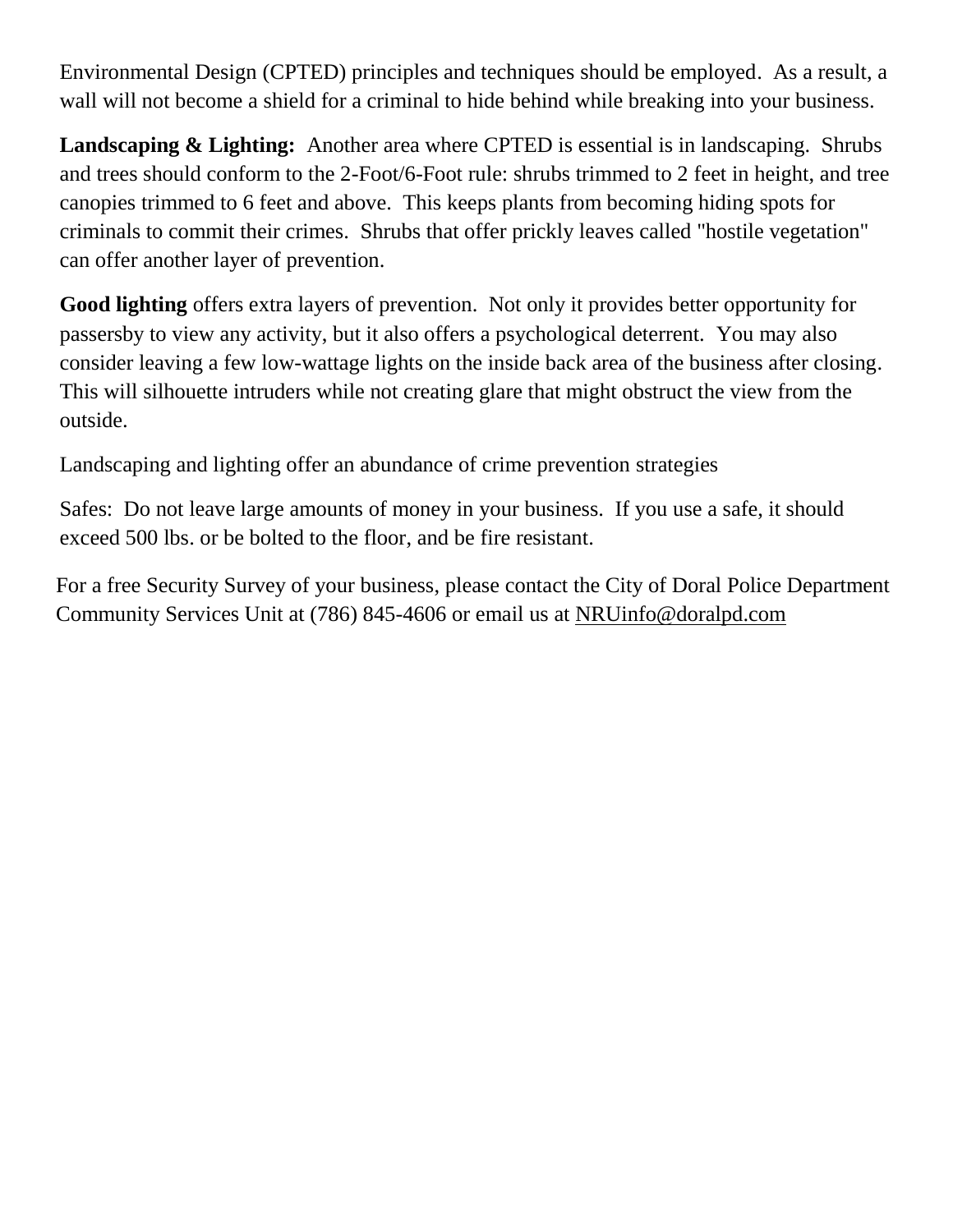Environmental Design (CPTED) principles and techniques should be employed. As a result, a wall will not become a shield for a criminal to hide behind while breaking into your business.

**Landscaping & Lighting:** Another area where CPTED is essential is in landscaping. Shrubs and trees should conform to the 2-Foot/6-Foot rule: shrubs trimmed to 2 feet in height, and tree canopies trimmed to 6 feet and above. This keeps plants from becoming hiding spots for criminals to commit their crimes. Shrubs that offer prickly leaves called "hostile vegetation" can offer another layer of prevention.

**Good lighting** offers extra layers of prevention. Not only it provides better opportunity for passersby to view any activity, but it also offers a psychological deterrent. You may also consider leaving a few low-wattage lights on the inside back area of the business after closing. This will silhouette intruders while not creating glare that might obstruct the view from the outside.

Landscaping and lighting offer an abundance of crime prevention strategies

Safes: Do not leave large amounts of money in your business. If you use a safe, it should exceed 500 lbs. or be bolted to the floor, and be fire resistant.

For a free Security Survey of your business, please contact the City of Doral Police Department Community Services Unit at (786) 845-4606 or email us at NRUinfo@doralpd.com